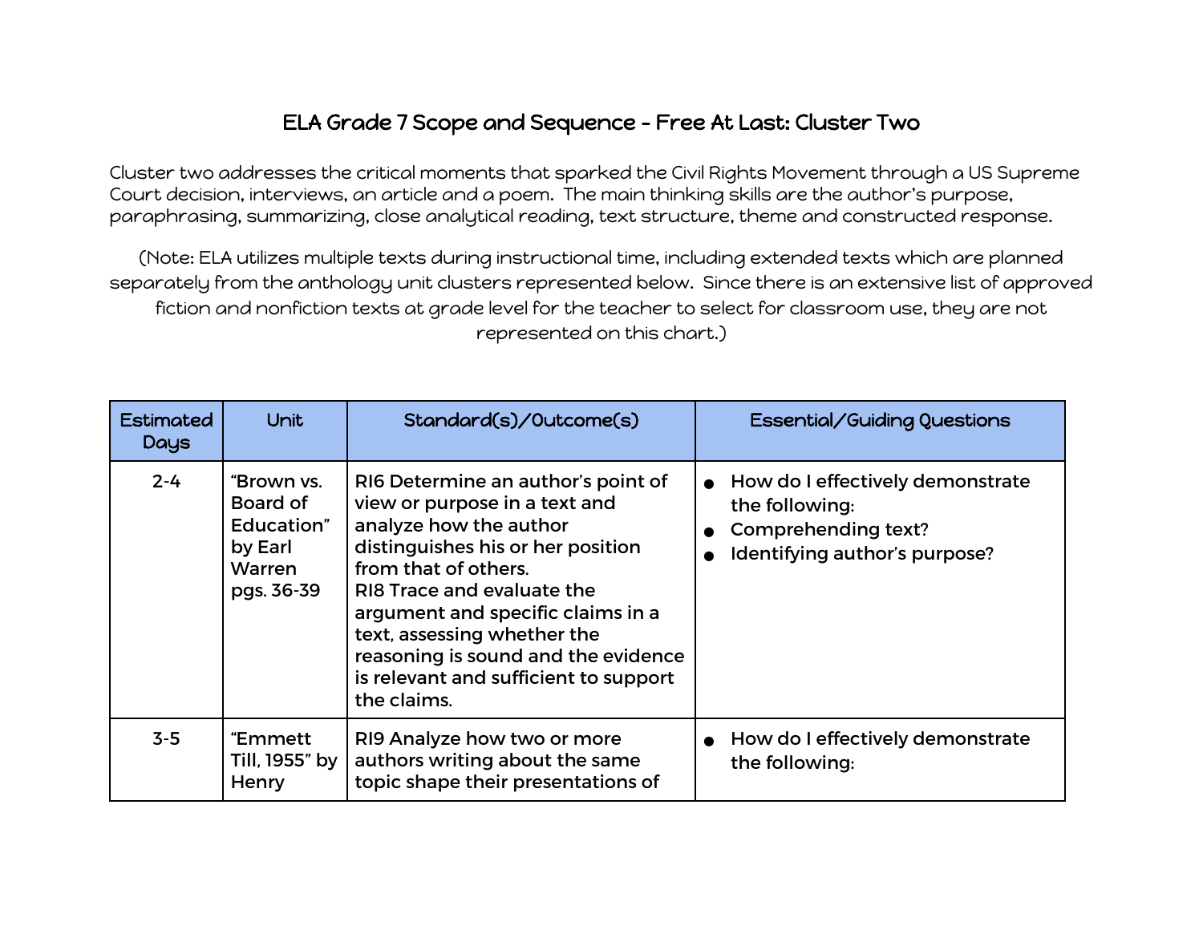# ELA Grade 7 Scope and Sequence - Free At Last: Cluster Two

Cluster two addresses the critical moments that sparked the Civil Rights Movement through a US Supreme Court decision, interviews, an article and a poem. The main thinking skills are the author's purpose, paraphrasing, summarizing, close analytical reading, text structure, theme and constructed response.

(Note: ELA utilizes multiple texts during instructional time, including extended texts which are planned separately from the anthology unit clusters represented below. Since there is an extensive list of approved fiction and nonfiction texts at grade level for the teacher to select for classroom use, they are not represented on this chart.)

| Estimated Days | Unit | Standard(s)/Outcome(s) | Essential/Guiding Questions |
|---|---|---|---|
| 2-4 | "Brown vs. Board of Education" by Earl Warren pgs. 36-39 | RI6 Determine an author's point of view or purpose in a text and analyze how the author distinguishes his or her position from that of others.<br>RI8 Trace and evaluate the argument and specific claims in a text, assessing whether the reasoning is sound and the evidence is relevant and sufficient to support the claims. | • How do I effectively demonstrate the following:<br>• Comprehending text?<br>• Identifying author's purpose? |
| 3-5 | "Emmett Till, 1955" by Henry | RI9 Analyze how two or more authors writing about the same topic shape their presentations of | • How do I effectively demonstrate the following: |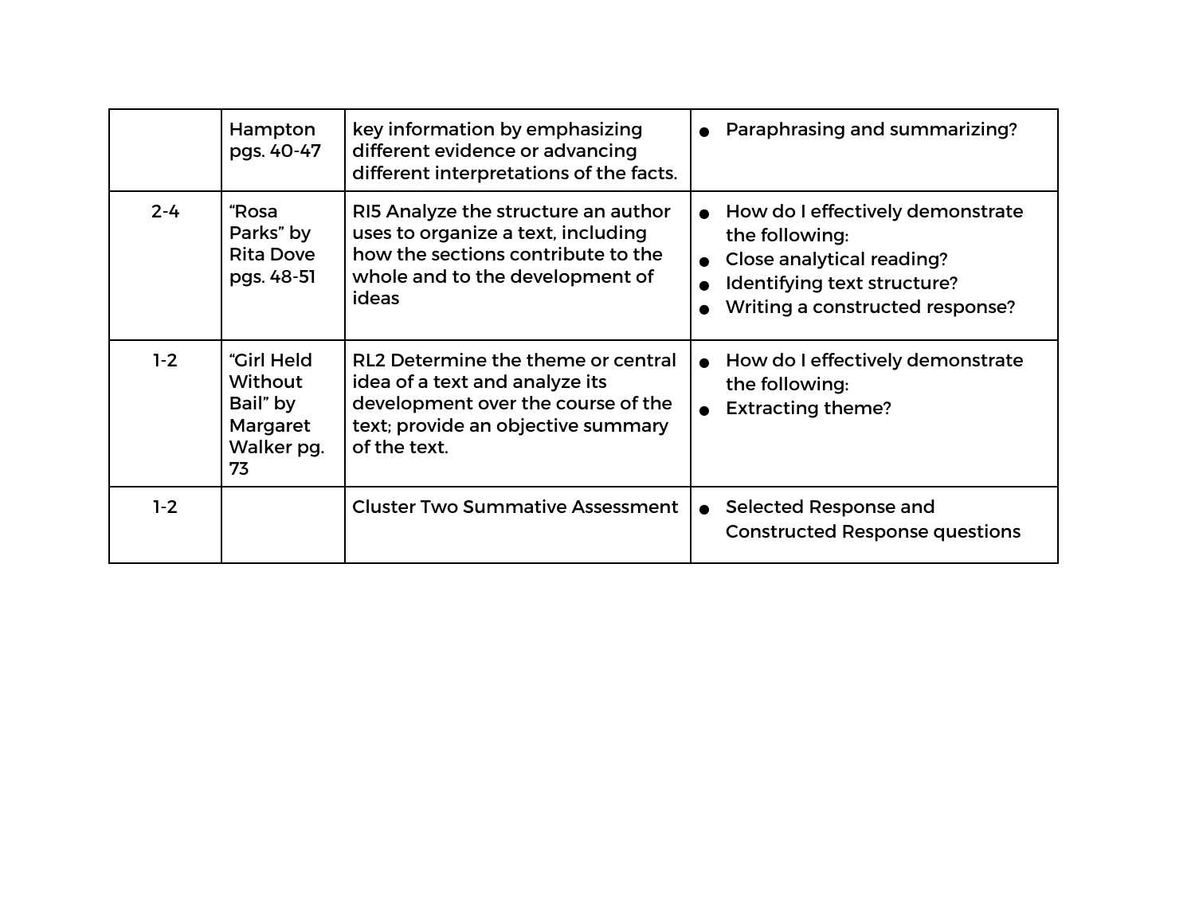| | | | |
|---|---|---|---|
| | Hampton pgs. 40-47 | key information by emphasizing different evidence or advancing different interpretations of the facts. | • Paraphrasing and summarizing? |
| 2-4 | “Rosa Parks” by Rita Dove pgs. 48-51 | RI5 Analyze the structure an author uses to organize a text, including how the sections contribute to the whole and to the development of ideas | • How do I effectively demonstrate the following:<br>• Close analytical reading?<br>• Identifying text structure?<br>• Writing a constructed response? |
| 1-2 | “Girl Held Without Bail” by Margaret Walker pg. 73 | RL2 Determine the theme or central idea of a text and analyze its development over the course of the text; provide an objective summary of the text. | • How do I effectively demonstrate the following:<br>• Extracting theme? |
| 1-2 | | Cluster Two Summative Assessment | • Selected Response and Constructed Response questions |